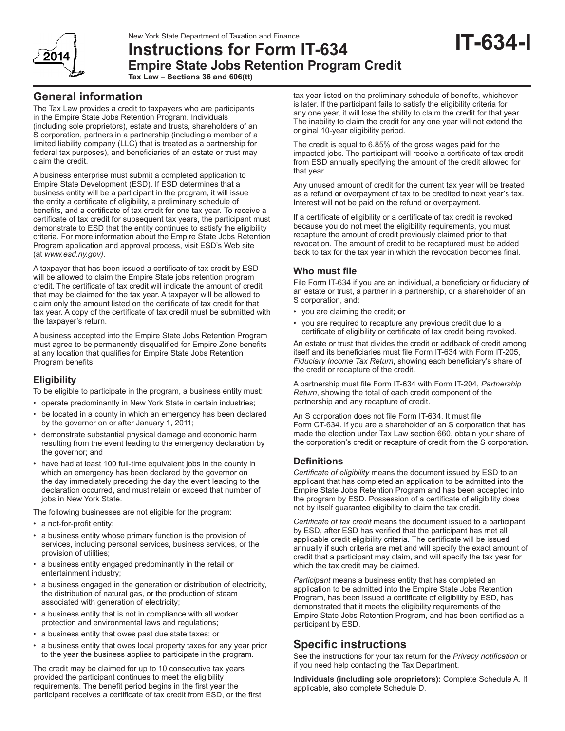New York State Department of Taxation and Finance

# Instructions for Form IT-634 Empire State Jobs Retention Program Credit

**IT-634-I**

**Tax Law – Sections 36 and 606(tt)**

## General information

The Tax Law provides a credit to taxpayers who are participants in the Empire State Jobs Retention Program. Individuals (including sole proprietors), estate and trusts, shareholders of an S corporation, partners in a partnership (including a member of a limited liability company (LLC) that is treated as a partnership for federal tax purposes), and beneficiaries of an estate or trust may claim the credit.

A business enterprise must submit a completed application to Empire State Development (ESD). If ESD determines that a business entity will be a participant in the program, it will issue the entity a certificate of eligibility, a preliminary schedule of benefits, and a certificate of tax credit for one tax year. To receive a certificate of tax credit for subsequent tax years, the participant must demonstrate to ESD that the entity continues to satisfy the eligibility criteria. For more information about the Empire State Jobs Retention Program application and approval process, visit ESD's Web site (at *www.esd.ny.gov)*.

A taxpayer that has been issued a certificate of tax credit by ESD will be allowed to claim the Empire State jobs retention program credit. The certificate of tax credit will indicate the amount of credit that may be claimed for the tax year. A taxpayer will be allowed to claim only the amount listed on the certificate of tax credit for that tax year. A copy of the certificate of tax credit must be submitted with the taxpayer's return.

A business accepted into the Empire State Jobs Retention Program must agree to be permanently disqualified for Empire Zone benefits at any location that qualifies for Empire State Jobs Retention Program benefits.

### Eligibility

To be eligible to participate in the program, a business entity must:

- operate predominantly in New York State in certain industries;
- be located in a county in which an emergency has been declared by the governor on or after January 1, 2011;
- demonstrate substantial physical damage and economic harm resulting from the event leading to the emergency declaration by the governor; and
- have had at least 100 full-time equivalent jobs in the county in which an emergency has been declared by the governor on the day immediately preceding the day the event leading to the declaration occurred, and must retain or exceed that number of jobs in New York State.

The following businesses are not eligible for the program:

- a not-for-profit entity;
- a business entity whose primary function is the provision of services, including personal services, business services, or the provision of utilities;
- a business entity engaged predominantly in the retail or entertainment industry;
- a business engaged in the generation or distribution of electricity, the distribution of natural gas, or the production of steam associated with generation of electricity;
- a business entity that is not in compliance with all worker protection and environmental laws and regulations;
- a business entity that owes past due state taxes; or
- a business entity that owes local property taxes for any year prior to the year the business applies to participate in the program.

The credit may be claimed for up to 10 consecutive tax years provided the participant continues to meet the eligibility requirements. The benefit period begins in the first year the participant receives a certificate of tax credit from ESD, or the first tax year listed on the preliminary schedule of benefits, whichever is later. If the participant fails to satisfy the eligibility criteria for any one year, it will lose the ability to claim the credit for that year. The inability to claim the credit for any one year will not extend the original 10-year eligibility period.

The credit is equal to 6.85% of the gross wages paid for the impacted jobs. The participant will receive a certificate of tax credit from ESD annually specifying the amount of the credit allowed for that year.

Any unused amount of credit for the current tax year will be treated as a refund or overpayment of tax to be credited to next year's tax. Interest will not be paid on the refund or overpayment.

If a certificate of eligibility or a certificate of tax credit is revoked because you do not meet the eligibility requirements, you must recapture the amount of credit previously claimed prior to that revocation. The amount of credit to be recaptured must be added back to tax for the tax year in which the revocation becomes final.

### Who must file

File Form IT-634 if you are an individual, a beneficiary or fiduciary of an estate or trust, a partner in a partnership, or a shareholder of an S corporation, and:

- you are claiming the credit; **or**
- you are required to recapture any previous credit due to a certificate of eligibility or certificate of tax credit being revoked.

An estate or trust that divides the credit or addback of credit among itself and its beneficiaries must file Form IT-634 with Form IT-205, *Fiduciary Income Tax Return*, showing each beneficiary's share of the credit or recapture of the credit.

A partnership must file Form IT-634 with Form IT-204, *Partnership Return*, showing the total of each credit component of the partnership and any recapture of credit.

An S corporation does not file Form IT-634. It must file Form CT-634. If you are a shareholder of an S corporation that has made the election under Tax Law section 660, obtain your share of the corporation's credit or recapture of credit from the S corporation.

### Definitions

*Certificate of eligibility* means the document issued by ESD to an applicant that has completed an application to be admitted into the Empire State Jobs Retention Program and has been accepted into the program by ESD. Possession of a certificate of eligibility does not by itself guarantee eligibility to claim the tax credit.

*Certificate of tax credit* means the document issued to a participant by ESD, after ESD has verified that the participant has met all applicable credit eligibility criteria. The certificate will be issued annually if such criteria are met and will specify the exact amount of credit that a participant may claim, and will specify the tax year for which the tax credit may be claimed.

*Participant* means a business entity that has completed an application to be admitted into the Empire State Jobs Retention Program, has been issued a certificate of eligibility by ESD, has demonstrated that it meets the eligibility requirements of the Empire State Jobs Retention Program, and has been certified as a participant by ESD.

## Specific instructions

See the instructions for your tax return for the *Privacy notification* or if you need help contacting the Tax Department.

**Individuals (including sole proprietors):** Complete Schedule A. If applicable, also complete Schedule D.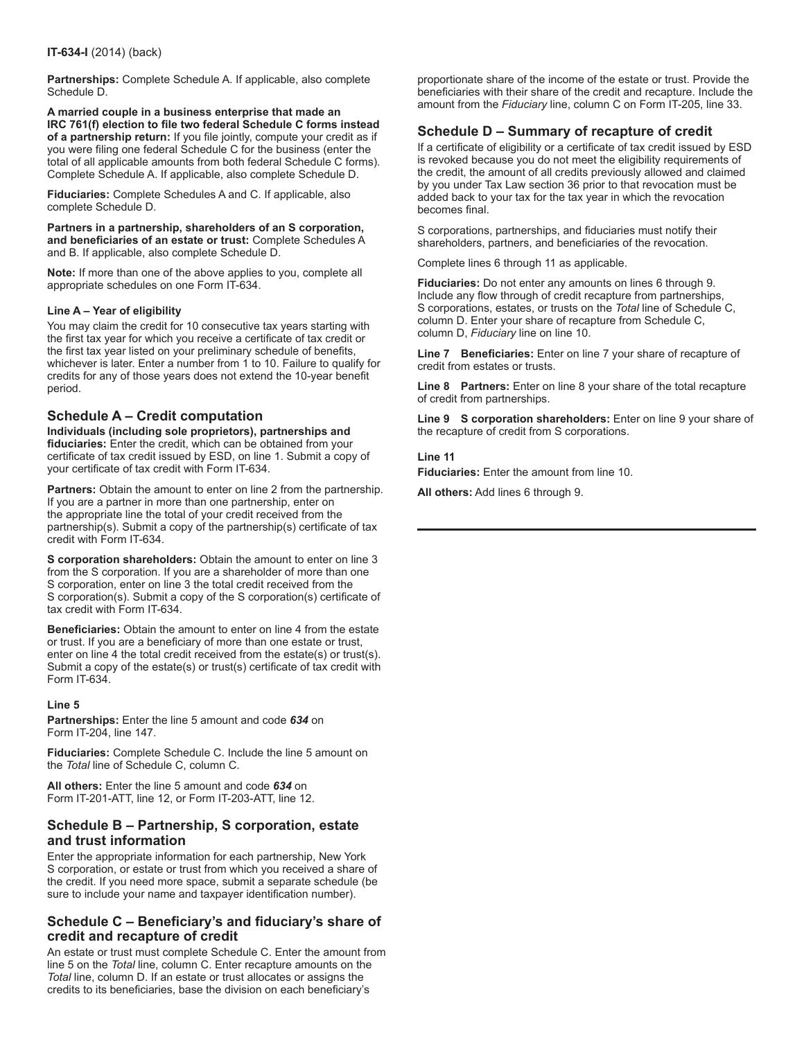**Partnerships:** Complete Schedule A. If applicable, also complete Schedule D.

**A married couple in a business enterprise that made an IRC 761(f) election to file two federal Schedule C forms instead of a partnership return:** If you file jointly, compute your credit as if you were filing one federal Schedule C for the business (enter the total of all applicable amounts from both federal Schedule C forms). Complete Schedule A. If applicable, also complete Schedule D.

**Fiduciaries:** Complete Schedules A and C. If applicable, also complete Schedule D.

**Partners in a partnership, shareholders of an S corporation, and beneficiaries of an estate or trust:** Complete Schedules A and B. If applicable, also complete Schedule D.

**Note:** If more than one of the above applies to you, complete all appropriate schedules on one Form IT-634.

#### Line A – Year of eligibility

You may claim the credit for 10 consecutive tax years starting with the first tax year for which you receive a certificate of tax credit or the first tax year listed on your preliminary schedule of benefits, whichever is later. Enter a number from 1 to 10. Failure to qualify for credits for any of those years does not extend the 10-year benefit period.

## Schedule A – Credit computation

**Individuals (including sole proprietors), partnerships and fiduciaries:** Enter the credit, which can be obtained from your certificate of tax credit issued by ESD, on line 1. Submit a copy of your certificate of tax credit with Form IT-634.

**Partners:** Obtain the amount to enter on line 2 from the partnership. If you are a partner in more than one partnership, enter on the appropriate line the total of your credit received from the partnership(s). Submit a copy of the partnership(s) certificate of tax credit with Form IT-634.

**S corporation shareholders:** Obtain the amount to enter on line 3 from the S corporation. If you are a shareholder of more than one S corporation, enter on line 3 the total credit received from the S corporation(s). Submit a copy of the S corporation(s) certificate of tax credit with Form IT-634.

**Beneficiaries:** Obtain the amount to enter on line 4 from the estate or trust. If you are a beneficiary of more than one estate or trust, enter on line 4 the total credit received from the estate(s) or trust(s). Submit a copy of the estate(s) or trust(s) certificate of tax credit with Form IT-634.

#### Line 5

**Partnerships:** Enter the line 5 amount and code ***634*** on Form IT-204, line 147.

**Fiduciaries:** Complete Schedule C. Include the line 5 amount on the *Total* line of Schedule C, column C.

**All others:** Enter the line 5 amount and code ***634*** on Form IT-201-ATT, line 12, or Form IT-203-ATT, line 12.

## Schedule B – Partnership, S corporation, estate and trust information

Enter the appropriate information for each partnership, New York S corporation, or estate or trust from which you received a share of the credit. If you need more space, submit a separate schedule (be sure to include your name and taxpayer identification number).

## Schedule C – Beneficiary's and fiduciary's share of credit and recapture of credit

An estate or trust must complete Schedule C. Enter the amount from line 5 on the *Total* line, column C. Enter recapture amounts on the *Total* line, column D. If an estate or trust allocates or assigns the credits to its beneficiaries, base the division on each beneficiary's proportionate share of the income of the estate or trust. Provide the beneficiaries with their share of the credit and recapture. Include the amount from the *Fiduciary* line, column C on Form IT-205, line 33.

## Schedule D – Summary of recapture of credit

If a certificate of eligibility or a certificate of tax credit issued by ESD is revoked because you do not meet the eligibility requirements of the credit, the amount of all credits previously allowed and claimed by you under Tax Law section 36 prior to that revocation must be added back to your tax for the tax year in which the revocation becomes final.

S corporations, partnerships, and fiduciaries must notify their shareholders, partners, and beneficiaries of the revocation.

Complete lines 6 through 11 as applicable.

**Fiduciaries:** Do not enter any amounts on lines 6 through 9. Include any flow through of credit recapture from partnerships, S corporations, estates, or trusts on the *Total* line of Schedule C, column D. Enter your share of recapture from Schedule C, column D, *Fiduciary* line on line 10.

**Line 7 Beneficiaries:** Enter on line 7 your share of recapture of credit from estates or trusts.

**Line 8 Partners:** Enter on line 8 your share of the total recapture of credit from partnerships.

**Line 9 S corporation shareholders:** Enter on line 9 your share of the recapture of credit from S corporations.

#### Line 11

**Fiduciaries:** Enter the amount from line 10.

**All others:** Add lines 6 through 9.